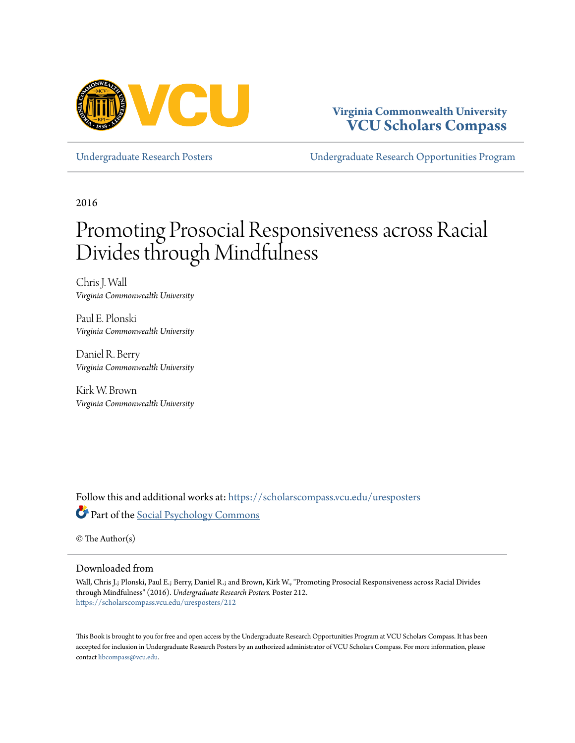Virginia Commonwealth University
**VCU Scholars Compass**

Undergraduate Research Posters | Undergraduate Research Opportunities Program

2016

# Promoting Prosocial Responsiveness across Racial Divides through Mindfulness

Chris J. Wall
*Virginia Commonwealth University*

Paul E. Plonski
*Virginia Commonwealth University*

Daniel R. Berry
*Virginia Commonwealth University*

Kirk W. Brown
*Virginia Commonwealth University*

Follow this and additional works at: https://scholarscompass.vcu.edu/uresposters

Part of the Social Psychology Commons

© The Author(s)

## Downloaded from

Wall, Chris J.; Plonski, Paul E.; Berry, Daniel R.; and Brown, Kirk W., "Promoting Prosocial Responsiveness across Racial Divides through Mindfulness" (2016). *Undergraduate Research Posters.* Poster 212.
https://scholarscompass.vcu.edu/uresposters/212

This Book is brought to you for free and open access by the Undergraduate Research Opportunities Program at VCU Scholars Compass. It has been accepted for inclusion in Undergraduate Research Posters by an authorized administrator of VCU Scholars Compass. For more information, please contact libcompass@vcu.edu.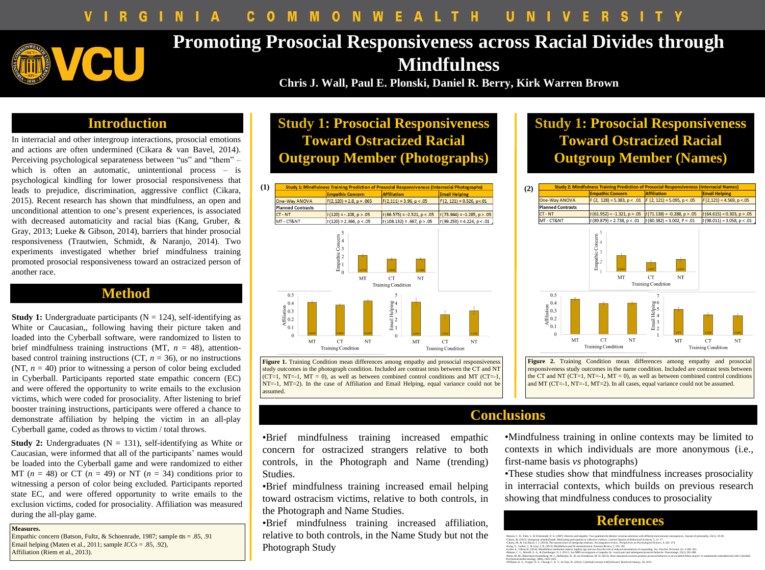# Promoting Prosocial Responsiveness across Racial Divides through Mindfulness

**Chris J. Wall, Paul E. Plonski, Daniel R. Berry, Kirk Warren Brown**

## Introduction

In interracial and other intergroup interactions, prosocial emotions and actions are often undermined (Cikara & van Bavel, 2014). Perceiving psychological separateness between "us" and "them" – which is often an automatic, unintentional process – is psychological kindling for lower prosocial responsiveness that leads to prejudice, discrimination, aggressive conflict (Cikara, 2015). Recent research has shown that mindfulness, an open and unconditional attention to one's present experiences, is associated with decreased automaticity and racial bias (Kang, Gruber, & Gray, 2013; Lueke & Gibson, 2014), barriers that hinder prosocial responsiveness (Trautwien, Schmidt, & Naranjo, 2014). Two experiments investigated whether brief mindfulness training promoted prosocial responsiveness toward an ostracized person of another race.

## Method

**Study 1:** Undergraduate participants (N = 124), self-identifying as White or Caucasian,, following having their picture taken and loaded into the Cyberball software, were randomized to listen to brief mindfulness training instructions (MT, $n$ = 48), attention-based control training instructions (CT, $n$ = 36), or no instructions (NT, $n$ = 40) prior to witnessing a person of color being excluded in Cyberball. Participants reported state empathic concern (EC) and were offered the opportunity to write emails to the exclusion victims, which were coded for prosociality. After listening to brief booster training instructions, participants were offered a chance to demonstrate affiliation by helping the victim in an all-play Cyberball game, coded as throws to victim / total throws.

**Study 2:** Undergraduates (N = 131), self-identifying as White or Caucasian, were informed that all of the participants' names would be loaded into the Cyberball game and were randomized to either MT ($n$ = 48) or CT ($n$ = 49) or NT ($n$ = 34) conditions prior to witnessing a person of color being excluded. Participants reported state EC, and were offered opportunity to write emails to the exclusion victims, coded for prosociality. Affiliation was measured during the all-play game.

**Measures.**
Empathic concern (Batson, Fultz, & Schoenrade, 1987; sample αs = .85, .91
Email helping (Maten et al., 2011; sample *ICCs* = .85, .92),
Affiliation (Riem et al., 2013).

## Study 1: Prosocial Responsiveness Toward Ostracized Racial Outgroup Member (Photographs)

(1)

| Study 1: Mindfulness Training Prediction of Prosocial Responsiveness (Interracial Photographs) | Empathic Concern | Affiliation | Email Helping |
|---|---|---|---|
| One-Way ANOVA | F(2,120) = 2.8, p = .065 | F(2,111) = 3.96, p < .05 | F(2, 121) = 9.526, p<.01 |
| Planned Contrasts | | | |
| CT - NT | t(120) = -.108, p > .05 | t(66.575) = -2.521, p < .05 | t(73.944) = -1.285, p > .05 |
| MT - CT&NT | t(120) = 2.366, p < .05 | t(108.132) = .667, p > .05 | t(99.253) = 4.224, p < .01 |

Empathic Concern
5
4
3
2
1
0
2.1758
1.6944
1.7288
MT CT NT
Training Condition

Affiliation
0.5
0.4
0.3
0.2
0.1
0
0.4130
0.3804
0.4289
MT CT NT
Training Condition

Email Helping
5
4
3
2
1
0
4.1644
2.6142
3.1096
MT CT NT
Training Condition

**Figure 1.** Training Condition mean differences among empathy and prosocial responsiveness study outcomes in the photograph condition. Included are contrast tests between the CT and NT (CT=1, NT=-1, MT = 0), as well as between combined control conditions and MT (CT=-1, NT=-1, MT=2). In the case of Affiliation and Email Helping, equal variance could not be assumed.

## Study 1: Prosocial Responsiveness Toward Ostracized Racial Outgroup Member (Names)

(2)

| Study 2: Mindfulness Training Prediction of Prosocial Responsiveness (Interracial Names) | Empathic Concern | Affiliation | Email Helping |
|---|---|---|---|
| One-Way ANOVA | F (2, 128) = 5.383, p < .01 | F (2, 121) = 5.095, p < .05 | F(2,121) = 4.569, p <.05 |
| Planned Contrasts | | | |
| CT - NT | t (61.952) = -1.321, p > .05 | t(71.138) = -0.288, p > .05 | t (64.615) = 0.303, p > .05 |
| MT - CT&NT | t (89.879) = 2.738, p < .01 | t (80.382) = 3.002, P < .01 | t (98.011) = 3.058, p < .01 |

Empathic Concern
5
4
3
2
1
2.6424
1.9667
2.2451
MT CT NT
Training Condition

Affiliation
0.5
0.4
0.3
0.2
0.1
0
MT CT NT
Training Condition

Email Helping
7
6
5
4
3
2
1
4.971
4.1259
4.0311
MT CT NT
Training Condition

**Figure 2.** Training Condition mean differences among empathy and prosocial responsiveness study outcomes in the name condition. Included are contrast tests between the CT and NT (CT=1, NT=-1, MT = 0), as well as between combined control conditions and MT (CT=-1, NT=-1, MT=2). In all cases, equal variance could not be assumed.

## Conclusions

- Brief mindfulness training increased empathic concern for ostracized strangers relative to both controls, in the Photograph and Name (trending) Studies.
- Brief mindfulness training increased email helping toward ostracism victims, relative to both controls, in the Photograph and Name Studies.
- Brief mindfulness training increased affiliation, relative to both controls, in the Name Study but not the Photograph Study
- Mindfulness training in online contexts may be limited to contexts in which individuals are more anonymous (i.e., first-name basis *vs* photographs)
- These studies show that mindfulness increases prosociality in interracial contexts, which builds on previous research showing that mindfulness conduces to prosociality

## References

- Batson, C. D., Fultz, J., & Schoenrade, P. A. (1987). Distress and empathy: Two qualitatively distinct vicarious emotions with different motivational consequences. Journal of personality, 55(1), 19-39.
- Cikara, M. (2015). Intergroup schadenfreude: Motivating participation in collective violence. Current Opinion in Behavioral Sciences, 3, 12-17.
- Cikara, M., & Van Bavel, J. J. (2014). The neuroscience of intergroup relations: An integrative review. Perspectives on Psychological Science, 9, 245-274.
- Kang, Y., Gruber, J., & Gray, J. R. (2013). Mindfulness and de-automatization. Emotion Review, 5, 192-201.
- Lueke, A., Gibson, B. (2014). Mindfulness meditation reduces implicit age and race bias the role of reduced automaticity of responding. Soc. Psychol. Personal. Sci. 6 284-291.
- Masten, C. L., Morelli, S. A., & Eisenberger, N. I. (2011). An fMRI investigation of empathy for 'social pain' and subsequent prosocial behavior. Neuroimage, 55(1), 381-388.
- Riem, M. M., Bakermans-Kranenburg, M. J., Huffmeijer, R., & van IJzendoorn, M. H. (2013). Does intranasal oxytocin promote prosocial behavior to an excluded fellow player? A randomized-controlled trial with Cyberball. Psychoneuroendocrinology, 38(8), 1418-1425.
- Williams, K. S., Yeager, D. S., Cheung, C. K. T., & Choi, W. (2012). Cyberball (version 4.0)[Software]. Retrieved January, 20, 2013.